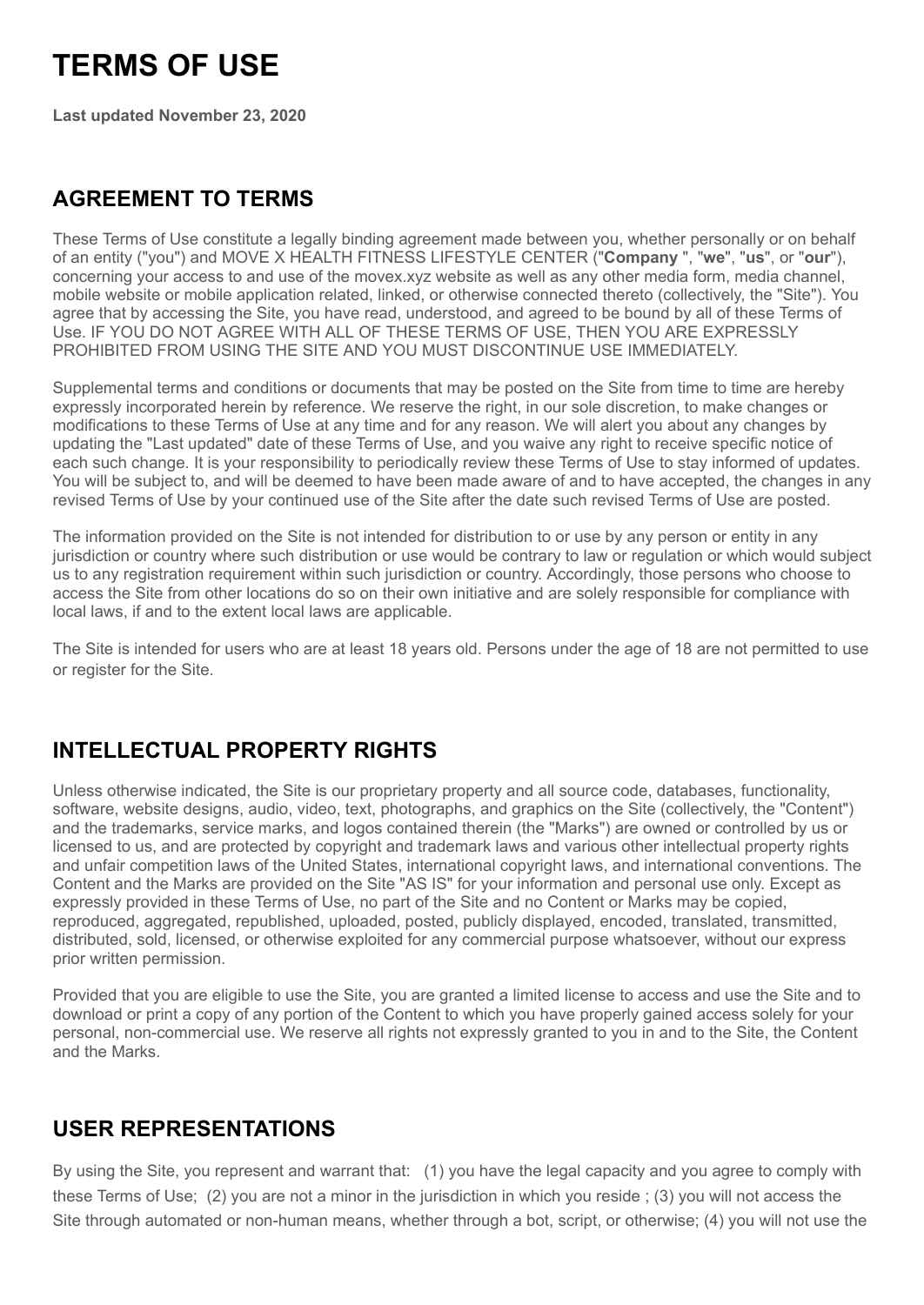# TERMS OF USE

**Last updated November 23, 2020**

## AGREEMENT TO TERMS

These Terms of Use constitute a legally binding agreement made between you, whether personally or on behalf of an entity ("you") and MOVE X HEALTH FITNESS LIFESTYLE CENTER ("**Company** ", "**we**", "**us**", or "**our**"), concerning your access to and use of the movex.xyz website as well as any other media form, media channel, mobile website or mobile application related, linked, or otherwise connected thereto (collectively, the "Site"). You agree that by accessing the Site, you have read, understood, and agreed to be bound by all of these Terms of Use. IF YOU DO NOT AGREE WITH ALL OF THESE TERMS OF USE, THEN YOU ARE EXPRESSLY PROHIBITED FROM USING THE SITE AND YOU MUST DISCONTINUE USE IMMEDIATELY.

Supplemental terms and conditions or documents that may be posted on the Site from time to time are hereby expressly incorporated herein by reference. We reserve the right, in our sole discretion, to make changes or modifications to these Terms of Use at any time and for any reason. We will alert you about any changes by updating the "Last updated" date of these Terms of Use, and you waive any right to receive specific notice of each such change. It is your responsibility to periodically review these Terms of Use to stay informed of updates. You will be subject to, and will be deemed to have been made aware of and to have accepted, the changes in any revised Terms of Use by your continued use of the Site after the date such revised Terms of Use are posted.

The information provided on the Site is not intended for distribution to or use by any person or entity in any jurisdiction or country where such distribution or use would be contrary to law or regulation or which would subject us to any registration requirement within such jurisdiction or country. Accordingly, those persons who choose to access the Site from other locations do so on their own initiative and are solely responsible for compliance with local laws, if and to the extent local laws are applicable.

The Site is intended for users who are at least 18 years old. Persons under the age of 18 are not permitted to use or register for the Site.

## INTELLECTUAL PROPERTY RIGHTS

Unless otherwise indicated, the Site is our proprietary property and all source code, databases, functionality, software, website designs, audio, video, text, photographs, and graphics on the Site (collectively, the "Content") and the trademarks, service marks, and logos contained therein (the "Marks") are owned or controlled by us or licensed to us, and are protected by copyright and trademark laws and various other intellectual property rights and unfair competition laws of the United States, international copyright laws, and international conventions. The Content and the Marks are provided on the Site "AS IS" for your information and personal use only. Except as expressly provided in these Terms of Use, no part of the Site and no Content or Marks may be copied, reproduced, aggregated, republished, uploaded, posted, publicly displayed, encoded, translated, transmitted, distributed, sold, licensed, or otherwise exploited for any commercial purpose whatsoever, without our express prior written permission.

Provided that you are eligible to use the Site, you are granted a limited license to access and use the Site and to download or print a copy of any portion of the Content to which you have properly gained access solely for your personal, non-commercial use. We reserve all rights not expressly granted to you in and to the Site, the Content and the Marks.

## USER REPRESENTATIONS

By using the Site, you represent and warrant that: (1) you have the legal capacity and you agree to comply with these Terms of Use; (2) you are not a minor in the jurisdiction in which you reside ; (3) you will not access the Site through automated or non-human means, whether through a bot, script, or otherwise; (4) you will not use the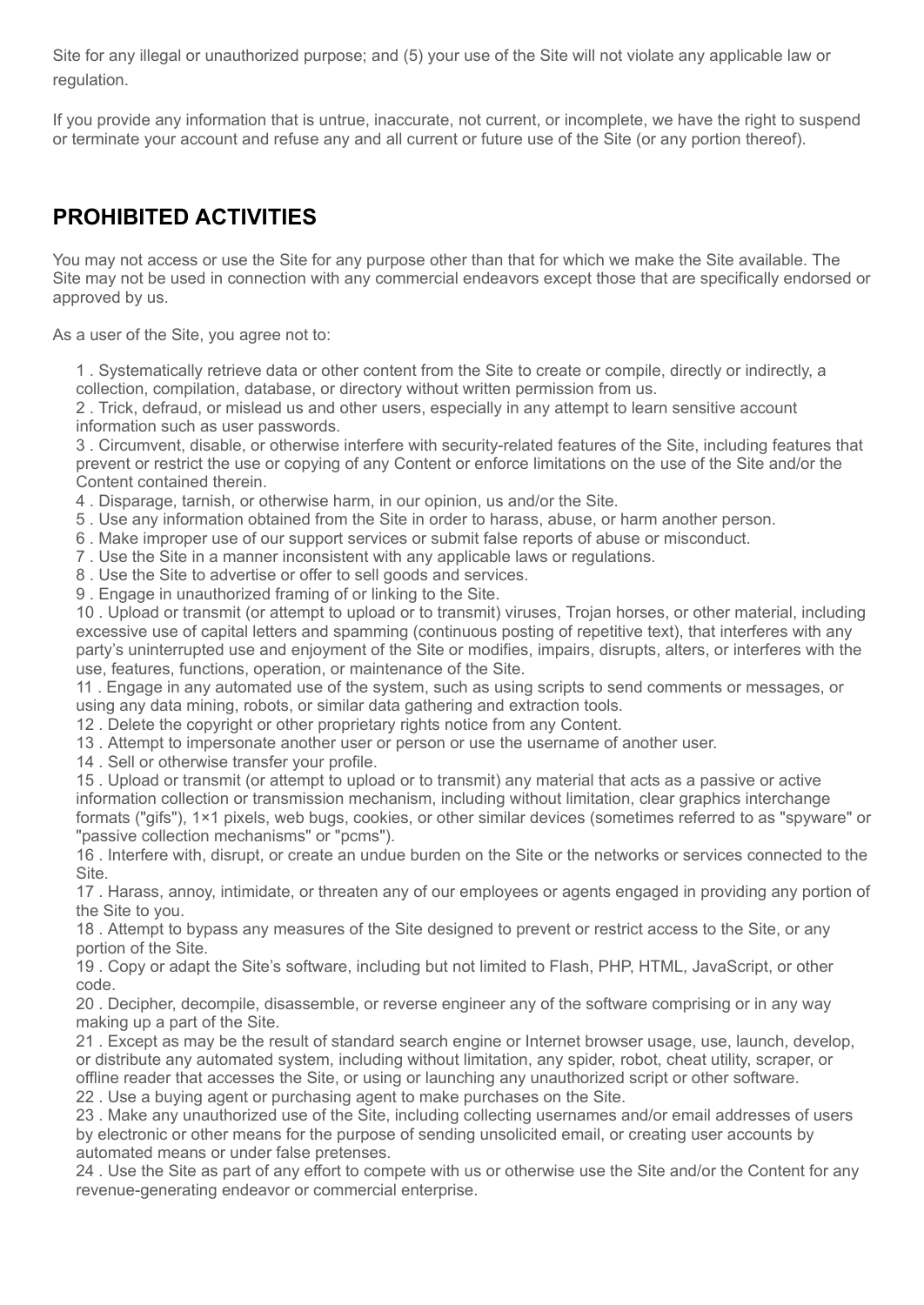Site for any illegal or unauthorized purpose; and (5) your use of the Site will not violate any applicable law or regulation.

If you provide any information that is untrue, inaccurate, not current, or incomplete, we have the right to suspend or terminate your account and refuse any and all current or future use of the Site (or any portion thereof).

## PROHIBITED ACTIVITIES

You may not access or use the Site for any purpose other than that for which we make the Site available. The Site may not be used in connection with any commercial endeavors except those that are specifically endorsed or approved by us.

As a user of the Site, you agree not to:

1 . Systematically retrieve data or other content from the Site to create or compile, directly or indirectly, a collection, compilation, database, or directory without written permission from us.
2 . Trick, defraud, or mislead us and other users, especially in any attempt to learn sensitive account information such as user passwords.
3 . Circumvent, disable, or otherwise interfere with security-related features of the Site, including features that prevent or restrict the use or copying of any Content or enforce limitations on the use of the Site and/or the Content contained therein.
4 . Disparage, tarnish, or otherwise harm, in our opinion, us and/or the Site.
5 . Use any information obtained from the Site in order to harass, abuse, or harm another person.
6 . Make improper use of our support services or submit false reports of abuse or misconduct.
7 . Use the Site in a manner inconsistent with any applicable laws or regulations.
8 . Use the Site to advertise or offer to sell goods and services.
9 . Engage in unauthorized framing of or linking to the Site.
10 . Upload or transmit (or attempt to upload or to transmit) viruses, Trojan horses, or other material, including excessive use of capital letters and spamming (continuous posting of repetitive text), that interferes with any party's uninterrupted use and enjoyment of the Site or modifies, impairs, disrupts, alters, or interferes with the use, features, functions, operation, or maintenance of the Site.
11 . Engage in any automated use of the system, such as using scripts to send comments or messages, or using any data mining, robots, or similar data gathering and extraction tools.
12 . Delete the copyright or other proprietary rights notice from any Content.
13 . Attempt to impersonate another user or person or use the username of another user.
14 . Sell or otherwise transfer your profile.
15 . Upload or transmit (or attempt to upload or to transmit) any material that acts as a passive or active information collection or transmission mechanism, including without limitation, clear graphics interchange formats ("gifs"), 1×1 pixels, web bugs, cookies, or other similar devices (sometimes referred to as "spyware" or "passive collection mechanisms" or "pcms").
16 . Interfere with, disrupt, or create an undue burden on the Site or the networks or services connected to the Site.
17 . Harass, annoy, intimidate, or threaten any of our employees or agents engaged in providing any portion of the Site to you.
18 . Attempt to bypass any measures of the Site designed to prevent or restrict access to the Site, or any portion of the Site.
19 . Copy or adapt the Site's software, including but not limited to Flash, PHP, HTML, JavaScript, or other code.
20 . Decipher, decompile, disassemble, or reverse engineer any of the software comprising or in any way making up a part of the Site.
21 . Except as may be the result of standard search engine or Internet browser usage, use, launch, develop, or distribute any automated system, including without limitation, any spider, robot, cheat utility, scraper, or offline reader that accesses the Site, or using or launching any unauthorized script or other software.
22 . Use a buying agent or purchasing agent to make purchases on the Site.
23 . Make any unauthorized use of the Site, including collecting usernames and/or email addresses of users by electronic or other means for the purpose of sending unsolicited email, or creating user accounts by automated means or under false pretenses.
24 . Use the Site as part of any effort to compete with us or otherwise use the Site and/or the Content for any revenue-generating endeavor or commercial enterprise.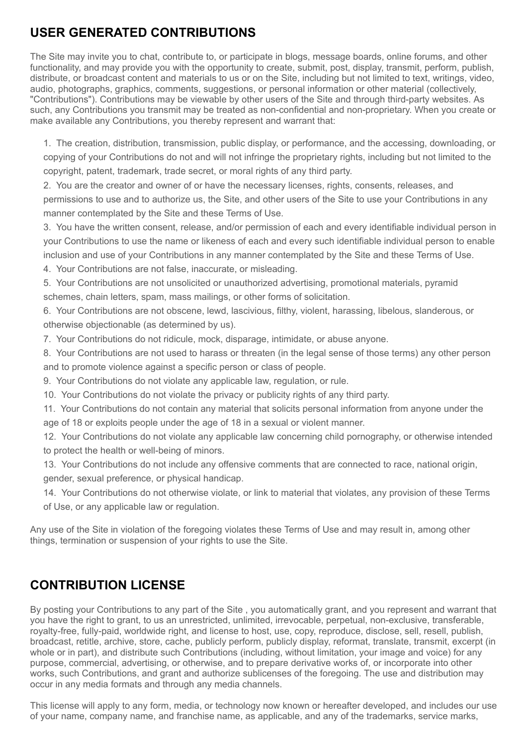## USER GENERATED CONTRIBUTIONS

The Site may invite you to chat, contribute to, or participate in blogs, message boards, online forums, and other functionality, and may provide you with the opportunity to create, submit, post, display, transmit, perform, publish, distribute, or broadcast content and materials to us or on the Site, including but not limited to text, writings, video, audio, photographs, graphics, comments, suggestions, or personal information or other material (collectively, "Contributions"). Contributions may be viewable by other users of the Site and through third-party websites. As such, any Contributions you transmit may be treated as non-confidential and non-proprietary. When you create or make available any Contributions, you thereby represent and warrant that:

1. The creation, distribution, transmission, public display, or performance, and the accessing, downloading, or copying of your Contributions do not and will not infringe the proprietary rights, including but not limited to the copyright, patent, trademark, trade secret, or moral rights of any third party.
2. You are the creator and owner of or have the necessary licenses, rights, consents, releases, and permissions to use and to authorize us, the Site, and other users of the Site to use your Contributions in any manner contemplated by the Site and these Terms of Use.
3. You have the written consent, release, and/or permission of each and every identifiable individual person in your Contributions to use the name or likeness of each and every such identifiable individual person to enable inclusion and use of your Contributions in any manner contemplated by the Site and these Terms of Use.
4. Your Contributions are not false, inaccurate, or misleading.
5. Your Contributions are not unsolicited or unauthorized advertising, promotional materials, pyramid schemes, chain letters, spam, mass mailings, or other forms of solicitation.
6. Your Contributions are not obscene, lewd, lascivious, filthy, violent, harassing, libelous, slanderous, or otherwise objectionable (as determined by us).
7. Your Contributions do not ridicule, mock, disparage, intimidate, or abuse anyone.
8. Your Contributions are not used to harass or threaten (in the legal sense of those terms) any other person and to promote violence against a specific person or class of people.
9. Your Contributions do not violate any applicable law, regulation, or rule.
10. Your Contributions do not violate the privacy or publicity rights of any third party.
11. Your Contributions do not contain any material that solicits personal information from anyone under the age of 18 or exploits people under the age of 18 in a sexual or violent manner.
12. Your Contributions do not violate any applicable law concerning child pornography, or otherwise intended to protect the health or well-being of minors.
13. Your Contributions do not include any offensive comments that are connected to race, national origin, gender, sexual preference, or physical handicap.
14. Your Contributions do not otherwise violate, or link to material that violates, any provision of these Terms of Use, or any applicable law or regulation.

Any use of the Site in violation of the foregoing violates these Terms of Use and may result in, among other things, termination or suspension of your rights to use the Site.

## CONTRIBUTION LICENSE

By posting your Contributions to any part of the Site , you automatically grant, and you represent and warrant that you have the right to grant, to us an unrestricted, unlimited, irrevocable, perpetual, non-exclusive, transferable, royalty-free, fully-paid, worldwide right, and license to host, use, copy, reproduce, disclose, sell, resell, publish, broadcast, retitle, archive, store, cache, publicly perform, publicly display, reformat, translate, transmit, excerpt (in whole or in part), and distribute such Contributions (including, without limitation, your image and voice) for any purpose, commercial, advertising, or otherwise, and to prepare derivative works of, or incorporate into other works, such Contributions, and grant and authorize sublicenses of the foregoing. The use and distribution may occur in any media formats and through any media channels.

This license will apply to any form, media, or technology now known or hereafter developed, and includes our use of your name, company name, and franchise name, as applicable, and any of the trademarks, service marks,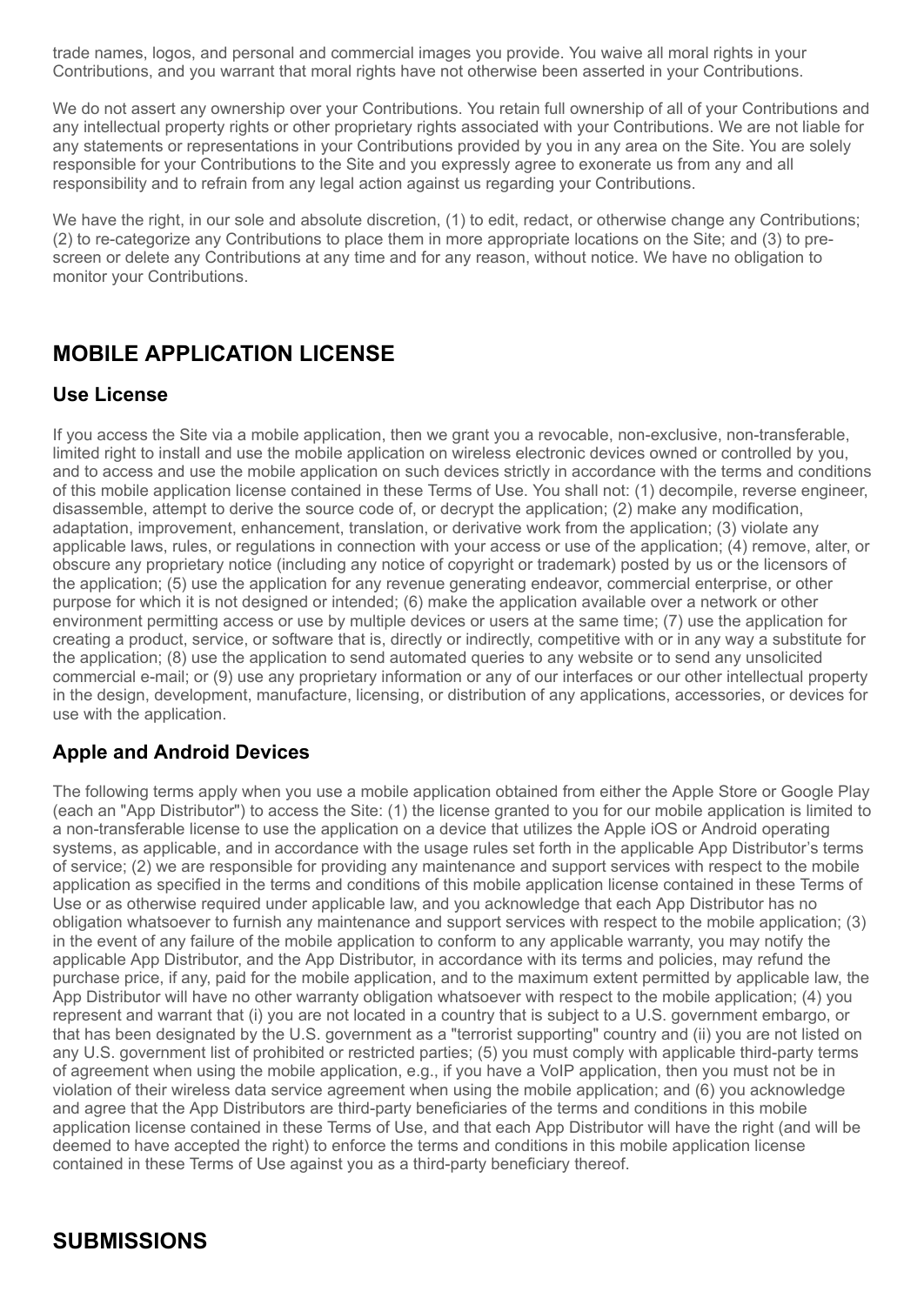trade names, logos, and personal and commercial images you provide. You waive all moral rights in your Contributions, and you warrant that moral rights have not otherwise been asserted in your Contributions.

We do not assert any ownership over your Contributions. You retain full ownership of all of your Contributions and any intellectual property rights or other proprietary rights associated with your Contributions. We are not liable for any statements or representations in your Contributions provided by you in any area on the Site. You are solely responsible for your Contributions to the Site and you expressly agree to exonerate us from any and all responsibility and to refrain from any legal action against us regarding your Contributions.

We have the right, in our sole and absolute discretion, (1) to edit, redact, or otherwise change any Contributions; (2) to re-categorize any Contributions to place them in more appropriate locations on the Site; and (3) to pre-screen or delete any Contributions at any time and for any reason, without notice. We have no obligation to monitor your Contributions.

## MOBILE APPLICATION LICENSE

### Use License

If you access the Site via a mobile application, then we grant you a revocable, non-exclusive, non-transferable, limited right to install and use the mobile application on wireless electronic devices owned or controlled by you, and to access and use the mobile application on such devices strictly in accordance with the terms and conditions of this mobile application license contained in these Terms of Use. You shall not: (1) decompile, reverse engineer, disassemble, attempt to derive the source code of, or decrypt the application; (2) make any modification, adaptation, improvement, enhancement, translation, or derivative work from the application; (3) violate any applicable laws, rules, or regulations in connection with your access or use of the application; (4) remove, alter, or obscure any proprietary notice (including any notice of copyright or trademark) posted by us or the licensors of the application; (5) use the application for any revenue generating endeavor, commercial enterprise, or other purpose for which it is not designed or intended; (6) make the application available over a network or other environment permitting access or use by multiple devices or users at the same time; (7) use the application for creating a product, service, or software that is, directly or indirectly, competitive with or in any way a substitute for the application; (8) use the application to send automated queries to any website or to send any unsolicited commercial e-mail; or (9) use any proprietary information or any of our interfaces or our other intellectual property in the design, development, manufacture, licensing, or distribution of any applications, accessories, or devices for use with the application.

### Apple and Android Devices

The following terms apply when you use a mobile application obtained from either the Apple Store or Google Play (each an "App Distributor") to access the Site: (1) the license granted to you for our mobile application is limited to a non-transferable license to use the application on a device that utilizes the Apple iOS or Android operating systems, as applicable, and in accordance with the usage rules set forth in the applicable App Distributor's terms of service; (2) we are responsible for providing any maintenance and support services with respect to the mobile application as specified in the terms and conditions of this mobile application license contained in these Terms of Use or as otherwise required under applicable law, and you acknowledge that each App Distributor has no obligation whatsoever to furnish any maintenance and support services with respect to the mobile application; (3) in the event of any failure of the mobile application to conform to any applicable warranty, you may notify the applicable App Distributor, and the App Distributor, in accordance with its terms and policies, may refund the purchase price, if any, paid for the mobile application, and to the maximum extent permitted by applicable law, the App Distributor will have no other warranty obligation whatsoever with respect to the mobile application; (4) you represent and warrant that (i) you are not located in a country that is subject to a U.S. government embargo, or that has been designated by the U.S. government as a "terrorist supporting" country and (ii) you are not listed on any U.S. government list of prohibited or restricted parties; (5) you must comply with applicable third-party terms of agreement when using the mobile application, e.g., if you have a VoIP application, then you must not be in violation of their wireless data service agreement when using the mobile application; and (6) you acknowledge and agree that the App Distributors are third-party beneficiaries of the terms and conditions in this mobile application license contained in these Terms of Use, and that each App Distributor will have the right (and will be deemed to have accepted the right) to enforce the terms and conditions in this mobile application license contained in these Terms of Use against you as a third-party beneficiary thereof.

## SUBMISSIONS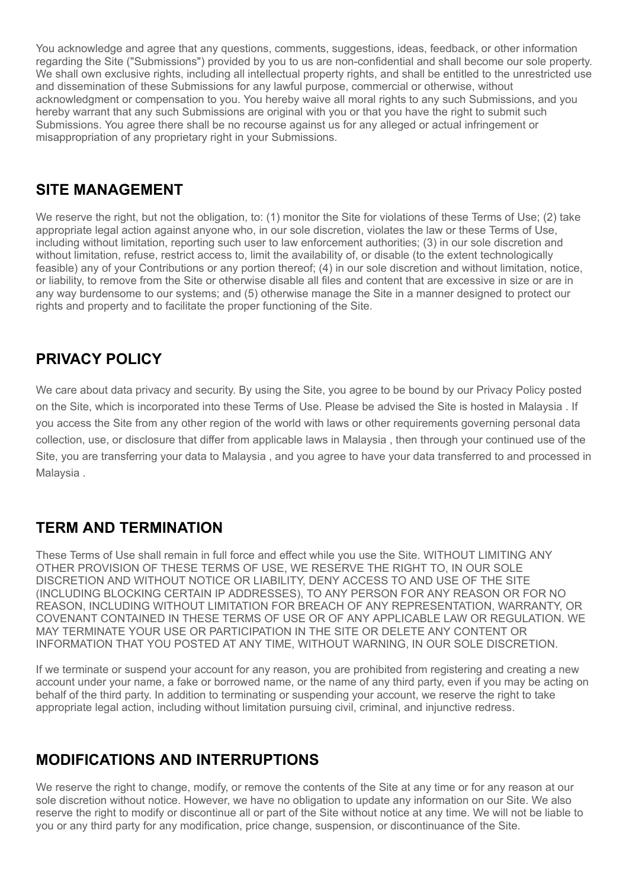You acknowledge and agree that any questions, comments, suggestions, ideas, feedback, or other information regarding the Site ("Submissions") provided by you to us are non-confidential and shall become our sole property. We shall own exclusive rights, including all intellectual property rights, and shall be entitled to the unrestricted use and dissemination of these Submissions for any lawful purpose, commercial or otherwise, without acknowledgment or compensation to you. You hereby waive all moral rights to any such Submissions, and you hereby warrant that any such Submissions are original with you or that you have the right to submit such Submissions. You agree there shall be no recourse against us for any alleged or actual infringement or misappropriation of any proprietary right in your Submissions.

## SITE MANAGEMENT

We reserve the right, but not the obligation, to: (1) monitor the Site for violations of these Terms of Use; (2) take appropriate legal action against anyone who, in our sole discretion, violates the law or these Terms of Use, including without limitation, reporting such user to law enforcement authorities; (3) in our sole discretion and without limitation, refuse, restrict access to, limit the availability of, or disable (to the extent technologically feasible) any of your Contributions or any portion thereof; (4) in our sole discretion and without limitation, notice, or liability, to remove from the Site or otherwise disable all files and content that are excessive in size or are in any way burdensome to our systems; and (5) otherwise manage the Site in a manner designed to protect our rights and property and to facilitate the proper functioning of the Site.

## PRIVACY POLICY

We care about data privacy and security. By using the Site, you agree to be bound by our Privacy Policy posted on the Site, which is incorporated into these Terms of Use. Please be advised the Site is hosted in Malaysia . If you access the Site from any other region of the world with laws or other requirements governing personal data collection, use, or disclosure that differ from applicable laws in Malaysia , then through your continued use of the Site, you are transferring your data to Malaysia , and you agree to have your data transferred to and processed in Malaysia .

## TERM AND TERMINATION

These Terms of Use shall remain in full force and effect while you use the Site. WITHOUT LIMITING ANY OTHER PROVISION OF THESE TERMS OF USE, WE RESERVE THE RIGHT TO, IN OUR SOLE DISCRETION AND WITHOUT NOTICE OR LIABILITY, DENY ACCESS TO AND USE OF THE SITE (INCLUDING BLOCKING CERTAIN IP ADDRESSES), TO ANY PERSON FOR ANY REASON OR FOR NO REASON, INCLUDING WITHOUT LIMITATION FOR BREACH OF ANY REPRESENTATION, WARRANTY, OR COVENANT CONTAINED IN THESE TERMS OF USE OR OF ANY APPLICABLE LAW OR REGULATION. WE MAY TERMINATE YOUR USE OR PARTICIPATION IN THE SITE OR DELETE ANY CONTENT OR INFORMATION THAT YOU POSTED AT ANY TIME, WITHOUT WARNING, IN OUR SOLE DISCRETION.

If we terminate or suspend your account for any reason, you are prohibited from registering and creating a new account under your name, a fake or borrowed name, or the name of any third party, even if you may be acting on behalf of the third party. In addition to terminating or suspending your account, we reserve the right to take appropriate legal action, including without limitation pursuing civil, criminal, and injunctive redress.

## MODIFICATIONS AND INTERRUPTIONS

We reserve the right to change, modify, or remove the contents of the Site at any time or for any reason at our sole discretion without notice. However, we have no obligation to update any information on our Site. We also reserve the right to modify or discontinue all or part of the Site without notice at any time. We will not be liable to you or any third party for any modification, price change, suspension, or discontinuance of the Site.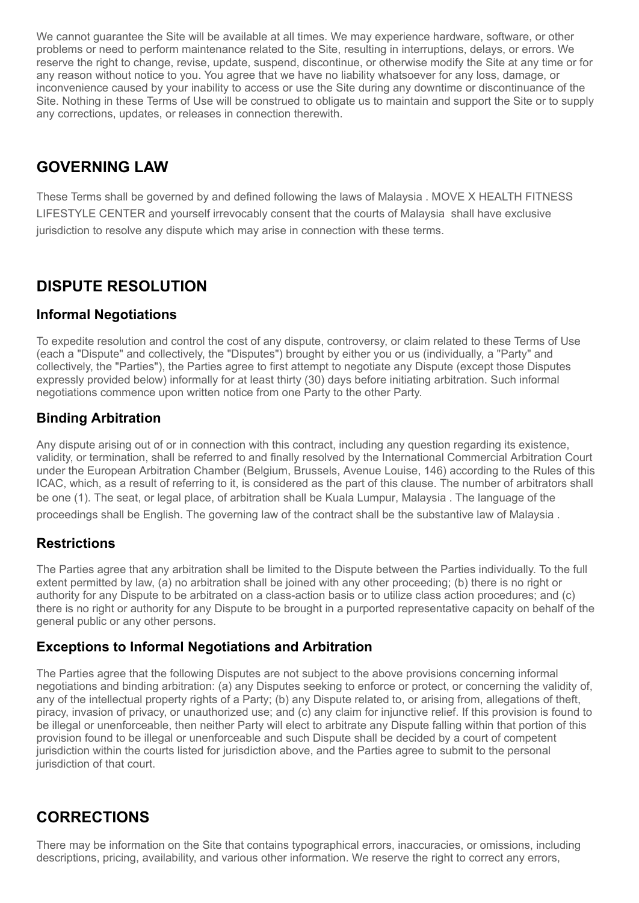We cannot guarantee the Site will be available at all times. We may experience hardware, software, or other problems or need to perform maintenance related to the Site, resulting in interruptions, delays, or errors. We reserve the right to change, revise, update, suspend, discontinue, or otherwise modify the Site at any time or for any reason without notice to you. You agree that we have no liability whatsoever for any loss, damage, or inconvenience caused by your inability to access or use the Site during any downtime or discontinuance of the Site. Nothing in these Terms of Use will be construed to obligate us to maintain and support the Site or to supply any corrections, updates, or releases in connection therewith.

## GOVERNING LAW

These Terms shall be governed by and defined following the laws of Malaysia . MOVE X HEALTH FITNESS LIFESTYLE CENTER and yourself irrevocably consent that the courts of Malaysia shall have exclusive jurisdiction to resolve any dispute which may arise in connection with these terms.

## DISPUTE RESOLUTION

### Informal Negotiations

To expedite resolution and control the cost of any dispute, controversy, or claim related to these Terms of Use (each a "Dispute" and collectively, the "Disputes") brought by either you or us (individually, a "Party" and collectively, the "Parties"), the Parties agree to first attempt to negotiate any Dispute (except those Disputes expressly provided below) informally for at least thirty (30) days before initiating arbitration. Such informal negotiations commence upon written notice from one Party to the other Party.

### Binding Arbitration

Any dispute arising out of or in connection with this contract, including any question regarding its existence, validity, or termination, shall be referred to and finally resolved by the International Commercial Arbitration Court under the European Arbitration Chamber (Belgium, Brussels, Avenue Louise, 146) according to the Rules of this ICAC, which, as a result of referring to it, is considered as the part of this clause. The number of arbitrators shall be one (1). The seat, or legal place, of arbitration shall be Kuala Lumpur, Malaysia . The language of the proceedings shall be English. The governing law of the contract shall be the substantive law of Malaysia .

### Restrictions

The Parties agree that any arbitration shall be limited to the Dispute between the Parties individually. To the full extent permitted by law, (a) no arbitration shall be joined with any other proceeding; (b) there is no right or authority for any Dispute to be arbitrated on a class-action basis or to utilize class action procedures; and (c) there is no right or authority for any Dispute to be brought in a purported representative capacity on behalf of the general public or any other persons.

### Exceptions to Informal Negotiations and Arbitration

The Parties agree that the following Disputes are not subject to the above provisions concerning informal negotiations and binding arbitration: (a) any Disputes seeking to enforce or protect, or concerning the validity of, any of the intellectual property rights of a Party; (b) any Dispute related to, or arising from, allegations of theft, piracy, invasion of privacy, or unauthorized use; and (c) any claim for injunctive relief. If this provision is found to be illegal or unenforceable, then neither Party will elect to arbitrate any Dispute falling within that portion of this provision found to be illegal or unenforceable and such Dispute shall be decided by a court of competent jurisdiction within the courts listed for jurisdiction above, and the Parties agree to submit to the personal jurisdiction of that court.

## CORRECTIONS

There may be information on the Site that contains typographical errors, inaccuracies, or omissions, including descriptions, pricing, availability, and various other information. We reserve the right to correct any errors,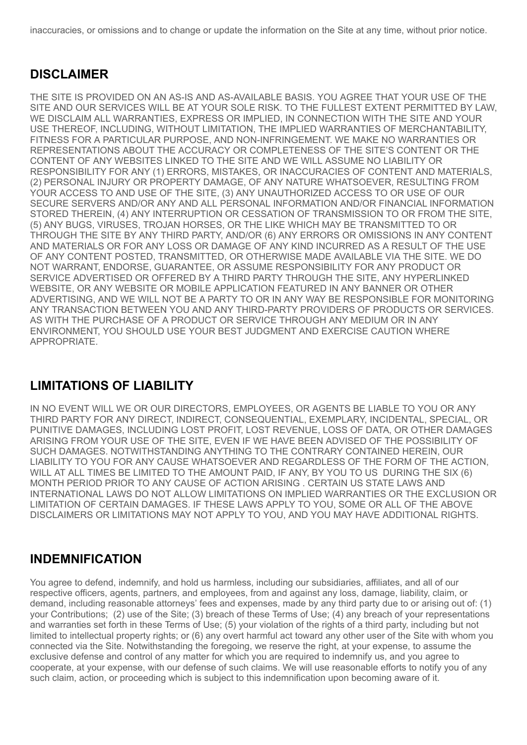inaccuracies, or omissions and to change or update the information on the Site at any time, without prior notice.

## DISCLAIMER

THE SITE IS PROVIDED ON AN AS-IS AND AS-AVAILABLE BASIS. YOU AGREE THAT YOUR USE OF THE SITE AND OUR SERVICES WILL BE AT YOUR SOLE RISK. TO THE FULLEST EXTENT PERMITTED BY LAW, WE DISCLAIM ALL WARRANTIES, EXPRESS OR IMPLIED, IN CONNECTION WITH THE SITE AND YOUR USE THEREOF, INCLUDING, WITHOUT LIMITATION, THE IMPLIED WARRANTIES OF MERCHANTABILITY, FITNESS FOR A PARTICULAR PURPOSE, AND NON-INFRINGEMENT. WE MAKE NO WARRANTIES OR REPRESENTATIONS ABOUT THE ACCURACY OR COMPLETENESS OF THE SITE'S CONTENT OR THE CONTENT OF ANY WEBSITES LINKED TO THE SITE AND WE WILL ASSUME NO LIABILITY OR RESPONSIBILITY FOR ANY (1) ERRORS, MISTAKES, OR INACCURACIES OF CONTENT AND MATERIALS, (2) PERSONAL INJURY OR PROPERTY DAMAGE, OF ANY NATURE WHATSOEVER, RESULTING FROM YOUR ACCESS TO AND USE OF THE SITE, (3) ANY UNAUTHORIZED ACCESS TO OR USE OF OUR SECURE SERVERS AND/OR ANY AND ALL PERSONAL INFORMATION AND/OR FINANCIAL INFORMATION STORED THEREIN, (4) ANY INTERRUPTION OR CESSATION OF TRANSMISSION TO OR FROM THE SITE, (5) ANY BUGS, VIRUSES, TROJAN HORSES, OR THE LIKE WHICH MAY BE TRANSMITTED TO OR THROUGH THE SITE BY ANY THIRD PARTY, AND/OR (6) ANY ERRORS OR OMISSIONS IN ANY CONTENT AND MATERIALS OR FOR ANY LOSS OR DAMAGE OF ANY KIND INCURRED AS A RESULT OF THE USE OF ANY CONTENT POSTED, TRANSMITTED, OR OTHERWISE MADE AVAILABLE VIA THE SITE. WE DO NOT WARRANT, ENDORSE, GUARANTEE, OR ASSUME RESPONSIBILITY FOR ANY PRODUCT OR SERVICE ADVERTISED OR OFFERED BY A THIRD PARTY THROUGH THE SITE, ANY HYPERLINKED WEBSITE, OR ANY WEBSITE OR MOBILE APPLICATION FEATURED IN ANY BANNER OR OTHER ADVERTISING, AND WE WILL NOT BE A PARTY TO OR IN ANY WAY BE RESPONSIBLE FOR MONITORING ANY TRANSACTION BETWEEN YOU AND ANY THIRD-PARTY PROVIDERS OF PRODUCTS OR SERVICES. AS WITH THE PURCHASE OF A PRODUCT OR SERVICE THROUGH ANY MEDIUM OR IN ANY ENVIRONMENT, YOU SHOULD USE YOUR BEST JUDGMENT AND EXERCISE CAUTION WHERE APPROPRIATE.

## LIMITATIONS OF LIABILITY

IN NO EVENT WILL WE OR OUR DIRECTORS, EMPLOYEES, OR AGENTS BE LIABLE TO YOU OR ANY THIRD PARTY FOR ANY DIRECT, INDIRECT, CONSEQUENTIAL, EXEMPLARY, INCIDENTAL, SPECIAL, OR PUNITIVE DAMAGES, INCLUDING LOST PROFIT, LOST REVENUE, LOSS OF DATA, OR OTHER DAMAGES ARISING FROM YOUR USE OF THE SITE, EVEN IF WE HAVE BEEN ADVISED OF THE POSSIBILITY OF SUCH DAMAGES. NOTWITHSTANDING ANYTHING TO THE CONTRARY CONTAINED HEREIN, OUR LIABILITY TO YOU FOR ANY CAUSE WHATSOEVER AND REGARDLESS OF THE FORM OF THE ACTION, WILL AT ALL TIMES BE LIMITED TO THE AMOUNT PAID, IF ANY, BY YOU TO US DURING THE SIX (6) MONTH PERIOD PRIOR TO ANY CAUSE OF ACTION ARISING . CERTAIN US STATE LAWS AND INTERNATIONAL LAWS DO NOT ALLOW LIMITATIONS ON IMPLIED WARRANTIES OR THE EXCLUSION OR LIMITATION OF CERTAIN DAMAGES. IF THESE LAWS APPLY TO YOU, SOME OR ALL OF THE ABOVE DISCLAIMERS OR LIMITATIONS MAY NOT APPLY TO YOU, AND YOU MAY HAVE ADDITIONAL RIGHTS.

## INDEMNIFICATION

You agree to defend, indemnify, and hold us harmless, including our subsidiaries, affiliates, and all of our respective officers, agents, partners, and employees, from and against any loss, damage, liability, claim, or demand, including reasonable attorneys' fees and expenses, made by any third party due to or arising out of: (1) your Contributions; (2) use of the Site; (3) breach of these Terms of Use; (4) any breach of your representations and warranties set forth in these Terms of Use; (5) your violation of the rights of a third party, including but not limited to intellectual property rights; or (6) any overt harmful act toward any other user of the Site with whom you connected via the Site. Notwithstanding the foregoing, we reserve the right, at your expense, to assume the exclusive defense and control of any matter for which you are required to indemnify us, and you agree to cooperate, at your expense, with our defense of such claims. We will use reasonable efforts to notify you of any such claim, action, or proceeding which is subject to this indemnification upon becoming aware of it.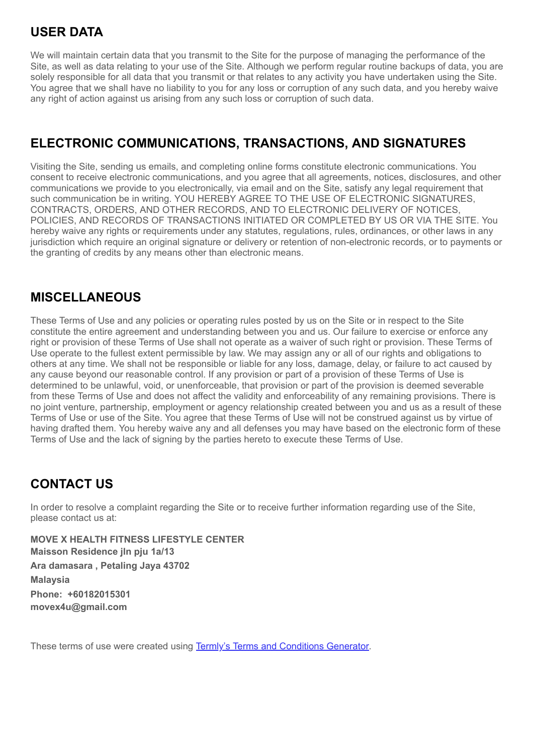## USER DATA

We will maintain certain data that you transmit to the Site for the purpose of managing the performance of the Site, as well as data relating to your use of the Site. Although we perform regular routine backups of data, you are solely responsible for all data that you transmit or that relates to any activity you have undertaken using the Site. You agree that we shall have no liability to you for any loss or corruption of any such data, and you hereby waive any right of action against us arising from any such loss or corruption of such data.

## ELECTRONIC COMMUNICATIONS, TRANSACTIONS, AND SIGNATURES

Visiting the Site, sending us emails, and completing online forms constitute electronic communications. You consent to receive electronic communications, and you agree that all agreements, notices, disclosures, and other communications we provide to you electronically, via email and on the Site, satisfy any legal requirement that such communication be in writing. YOU HEREBY AGREE TO THE USE OF ELECTRONIC SIGNATURES, CONTRACTS, ORDERS, AND OTHER RECORDS, AND TO ELECTRONIC DELIVERY OF NOTICES, POLICIES, AND RECORDS OF TRANSACTIONS INITIATED OR COMPLETED BY US OR VIA THE SITE. You hereby waive any rights or requirements under any statutes, regulations, rules, ordinances, or other laws in any jurisdiction which require an original signature or delivery or retention of non-electronic records, or to payments or the granting of credits by any means other than electronic means.

## MISCELLANEOUS

These Terms of Use and any policies or operating rules posted by us on the Site or in respect to the Site constitute the entire agreement and understanding between you and us. Our failure to exercise or enforce any right or provision of these Terms of Use shall not operate as a waiver of such right or provision. These Terms of Use operate to the fullest extent permissible by law. We may assign any or all of our rights and obligations to others at any time. We shall not be responsible or liable for any loss, damage, delay, or failure to act caused by any cause beyond our reasonable control. If any provision or part of a provision of these Terms of Use is determined to be unlawful, void, or unenforceable, that provision or part of the provision is deemed severable from these Terms of Use and does not affect the validity and enforceability of any remaining provisions. There is no joint venture, partnership, employment or agency relationship created between you and us as a result of these Terms of Use or use of the Site. You agree that these Terms of Use will not be construed against us by virtue of having drafted them. You hereby waive any and all defenses you may have based on the electronic form of these Terms of Use and the lack of signing by the parties hereto to execute these Terms of Use.

## CONTACT US

In order to resolve a complaint regarding the Site or to receive further information regarding use of the Site, please contact us at:

**MOVE X HEALTH FITNESS LIFESTYLE CENTER**
**Maisson Residence jln pju 1a/13**
**Ara damasara , Petaling Jaya 43702**
**Malaysia**
**Phone: +60182015301**
**movex4u@gmail.com**

These terms of use were created using [Termly's Terms and Conditions Generator](#).